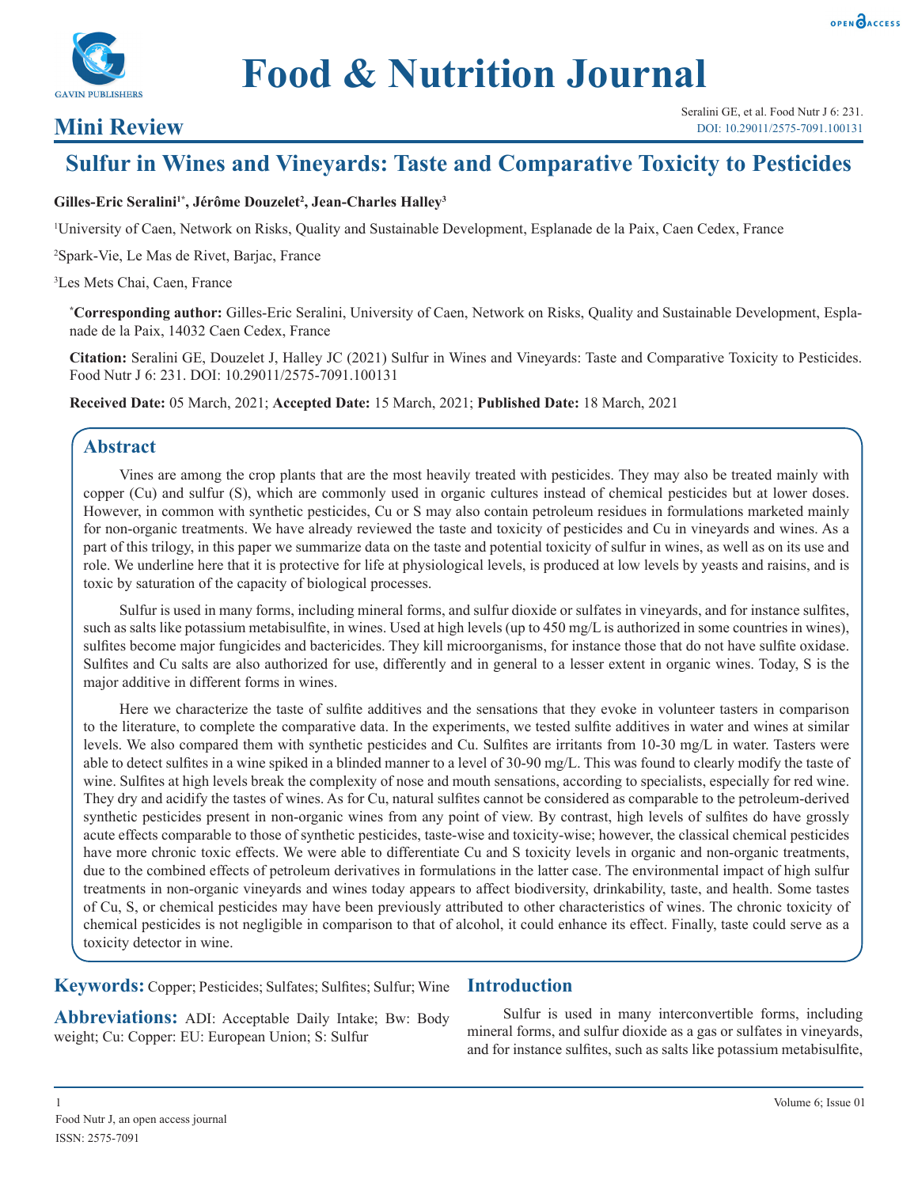# Food & Nutrition Journal

## Mini Review

Seralini GE, et al. Food Nutr J 6: 231.
DOI: 10.29011/2575-7091.100131

# Sulfur in Wines and Vineyards: Taste and Comparative Toxicity to Pesticides

**Gilles-Eric Seralini[1*], Jérôme Douzelet[2], Jean-Charles Halley[3]**

[1]University of Caen, Network on Risks, Quality and Sustainable Development, Esplanade de la Paix, Caen Cedex, France

[2]Spark-Vie, Le Mas de Rivet, Barjac, France

[3]Les Mets Chai, Caen, France

**[*]Corresponding author:** Gilles-Eric Seralini, University of Caen, Network on Risks, Quality and Sustainable Development, Esplanade de la Paix, 14032 Caen Cedex, France

**Citation:** Seralini GE, Douzelet J, Halley JC (2021) Sulfur in Wines and Vineyards: Taste and Comparative Toxicity to Pesticides. Food Nutr J 6: 231. DOI: 10.29011/2575-7091.100131

**Received Date:** 05 March, 2021; **Accepted Date:** 15 March, 2021; **Published Date:** 18 March, 2021

## Abstract

Vines are among the crop plants that are the most heavily treated with pesticides. They may also be treated mainly with copper (Cu) and sulfur (S), which are commonly used in organic cultures instead of chemical pesticides but at lower doses. However, in common with synthetic pesticides, Cu or S may also contain petroleum residues in formulations marketed mainly for non-organic treatments. We have already reviewed the taste and toxicity of pesticides and Cu in vineyards and wines. As a part of this trilogy, in this paper we summarize data on the taste and potential toxicity of sulfur in wines, as well as on its use and role. We underline here that it is protective for life at physiological levels, is produced at low levels by yeasts and raisins, and is toxic by saturation of the capacity of biological processes.

Sulfur is used in many forms, including mineral forms, and sulfur dioxide or sulfates in vineyards, and for instance sulfites, such as salts like potassium metabisulfite, in wines. Used at high levels (up to 450 mg/L is authorized in some countries in wines), sulfites become major fungicides and bactericides. They kill microorganisms, for instance those that do not have sulfite oxidase. Sulfites and Cu salts are also authorized for use, differently and in general to a lesser extent in organic wines. Today, S is the major additive in different forms in wines.

Here we characterize the taste of sulfite additives and the sensations that they evoke in volunteer tasters in comparison to the literature, to complete the comparative data. In the experiments, we tested sulfite additives in water and wines at similar levels. We also compared them with synthetic pesticides and Cu. Sulfites are irritants from 10-30 mg/L in water. Tasters were able to detect sulfites in a wine spiked in a blinded manner to a level of 30-90 mg/L. This was found to clearly modify the taste of wine. Sulfites at high levels break the complexity of nose and mouth sensations, according to specialists, especially for red wine. They dry and acidify the tastes of wines. As for Cu, natural sulfites cannot be considered as comparable to the petroleum-derived synthetic pesticides present in non-organic wines from any point of view. By contrast, high levels of sulfites do have grossly acute effects comparable to those of synthetic pesticides, taste-wise and toxicity-wise; however, the classical chemical pesticides have more chronic toxic effects. We were able to differentiate Cu and S toxicity levels in organic and non-organic treatments, due to the combined effects of petroleum derivatives in formulations in the latter case. The environmental impact of high sulfur treatments in non-organic vineyards and wines today appears to affect biodiversity, drinkability, taste, and health. Some tastes of Cu, S, or chemical pesticides may have been previously attributed to other characteristics of wines. The chronic toxicity of chemical pesticides is not negligible in comparison to that of alcohol, it could enhance its effect. Finally, taste could serve as a toxicity detector in wine.

**Keywords:** Copper; Pesticides; Sulfates; Sulfites; Sulfur; Wine

**Abbreviations:** ADI: Acceptable Daily Intake; Bw: Body weight; Cu: Copper: EU: European Union; S: Sulfur

## Introduction

Sulfur is used in many interconvertible forms, including mineral forms, and sulfur dioxide as a gas or sulfates in vineyards, and for instance sulfites, such as salts like potassium metabisulfite,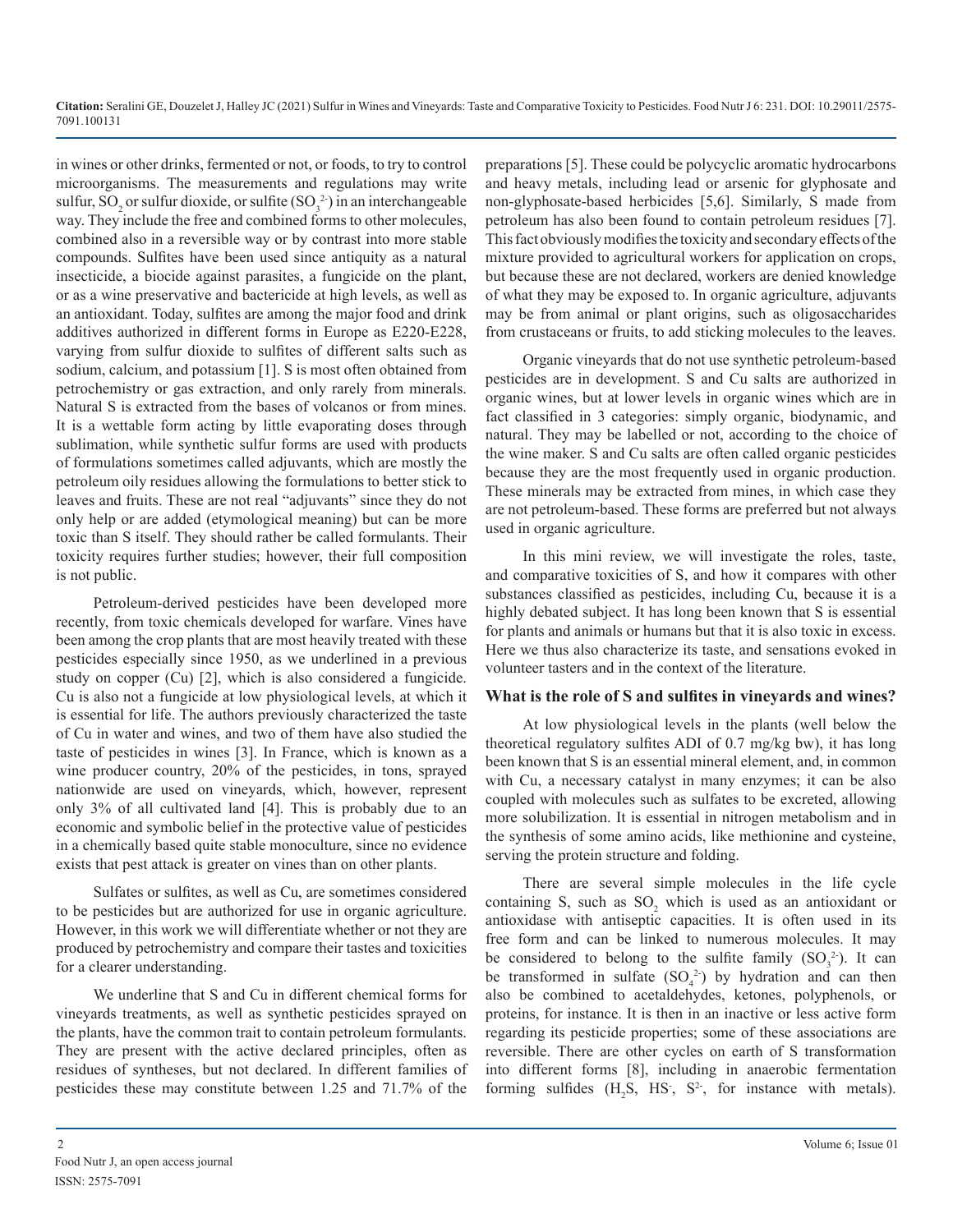in wines or other drinks, fermented or not, or foods, to try to control microorganisms. The measurements and regulations may write sulfur, $SO_2$ or sulfur dioxide, or sulfite ($SO_3^{2-}$) in an interchangeable way. They include the free and combined forms to other molecules, combined also in a reversible way or by contrast into more stable compounds. Sulfites have been used since antiquity as a natural insecticide, a biocide against parasites, a fungicide on the plant, or as a wine preservative and bactericide at high levels, as well as an antioxidant. Today, sulfites are among the major food and drink additives authorized in different forms in Europe as E220-E228, varying from sulfur dioxide to sulfites of different salts such as sodium, calcium, and potassium [1]. S is most often obtained from petrochemistry or gas extraction, and only rarely from minerals. Natural S is extracted from the bases of volcanos or from mines. It is a wettable form acting by little evaporating doses through sublimation, while synthetic sulfur forms are used with products of formulations sometimes called adjuvants, which are mostly the petroleum oily residues allowing the formulations to better stick to leaves and fruits. These are not real "adjuvants" since they do not only help or are added (etymological meaning) but can be more toxic than S itself. They should rather be called formulants. Their toxicity requires further studies; however, their full composition is not public.

Petroleum-derived pesticides have been developed more recently, from toxic chemicals developed for warfare. Vines have been among the crop plants that are most heavily treated with these pesticides especially since 1950, as we underlined in a previous study on copper (Cu) [2], which is also considered a fungicide. Cu is also not a fungicide at low physiological levels, at which it is essential for life. The authors previously characterized the taste of Cu in water and wines, and two of them have also studied the taste of pesticides in wines [3]. In France, which is known as a wine producer country, 20% of the pesticides, in tons, sprayed nationwide are used on vineyards, which, however, represent only 3% of all cultivated land [4]. This is probably due to an economic and symbolic belief in the protective value of pesticides in a chemically based quite stable monoculture, since no evidence exists that pest attack is greater on vines than on other plants.

Sulfates or sulfites, as well as Cu, are sometimes considered to be pesticides but are authorized for use in organic agriculture. However, in this work we will differentiate whether or not they are produced by petrochemistry and compare their tastes and toxicities for a clearer understanding.

We underline that S and Cu in different chemical forms for vineyards treatments, as well as synthetic pesticides sprayed on the plants, have the common trait to contain petroleum formulants. They are present with the active declared principles, often as residues of syntheses, but not declared. In different families of pesticides these may constitute between 1.25 and 71.7% of the preparations [5]. These could be polycyclic aromatic hydrocarbons and heavy metals, including lead or arsenic for glyphosate and non-glyphosate-based herbicides [5,6]. Similarly, S made from petroleum has also been found to contain petroleum residues [7]. This fact obviously modifies the toxicity and secondary effects of the mixture provided to agricultural workers for application on crops, but because these are not declared, workers are denied knowledge of what they may be exposed to. In organic agriculture, adjuvants may be from animal or plant origins, such as oligosaccharides from crustaceans or fruits, to add sticking molecules to the leaves.

Organic vineyards that do not use synthetic petroleum-based pesticides are in development. S and Cu salts are authorized in organic vineyards, but at lower levels in organic wines which are in fact classified in 3 categories: simply organic, biodynamic, and natural. They may be labelled or not, according to the choice of the wine maker. S and Cu salts are often called organic pesticides because they are the most frequently used in organic production. These minerals may be extracted from mines, in which case they are not petroleum-based. These forms are preferred but not always used in organic agriculture.

In this mini review, we will investigate the roles, taste, and comparative toxicities of S, and how it compares with other substances classified as pesticides, including Cu, because it is a highly debated subject. It has long been known that S is essential for plants and animals or humans but that it is also toxic in excess. Here we thus also characterize its taste, and sensations evoked in volunteer tasters and in the context of the literature.

## What is the role of S and sulfites in vineyards and wines?

At low physiological levels in the plants (well below the theoretical regulatory sulfites ADI of 0.7 mg/kg bw), it has long been known that S is an essential mineral element, and, in common with Cu, a necessary catalyst in many enzymes; it can be also coupled with molecules such as sulfates to be excreted, allowing more solubilization. It is essential in nitrogen metabolism and in the synthesis of some amino acids, like methionine and cysteine, serving the protein structure and folding.

There are several simple molecules in the life cycle containing S, such as $SO_2$ which is used as an antioxidant or antioxidase with antiseptic capacities. It is often used in its free form and can be linked to numerous molecules. It may be considered to belong to the sulfite family ($SO_3^{2-}$). It can be transformed in sulfate ($SO_4^{2-}$) by hydration and can then also be combined to acetaldehydes, ketones, polyphenols, or proteins, for instance. It is then in an inactive or less active form regarding its pesticide properties; some of these associations are reversible. There are other cycles on earth of S transformation into different forms [8], including in anaerobic fermentation forming sulfides ($H_2S$, $HS^-$, $S^{2-}$, for instance with metals).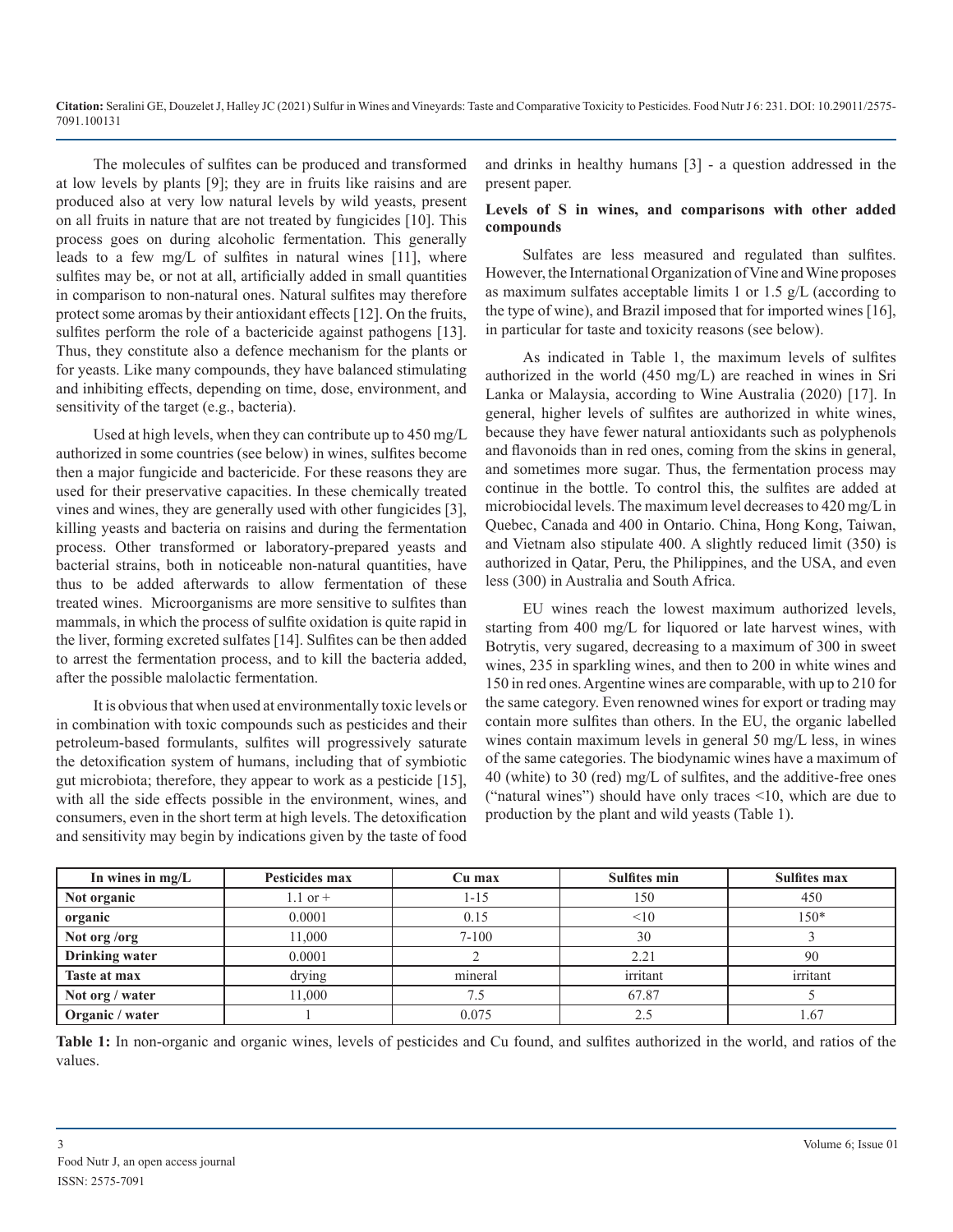The molecules of sulfites can be produced and transformed at low levels by plants [9]; they are in fruits like raisins and are produced also at very low natural levels by wild yeasts, present on all fruits in nature that are not treated by fungicides [10]. This process goes on during alcoholic fermentation. This generally leads to a few mg/L of sulfites in natural wines [11], where sulfites may be, or not at all, artificially added in small quantities in comparison to non-natural ones. Natural sulfites may therefore protect some aromas by their antioxidant effects [12]. On the fruits, sulfites perform the role of a bactericide against pathogens [13]. Thus, they constitute also a defence mechanism for the plants or for yeasts. Like many compounds, they have balanced stimulating and inhibiting effects, depending on time, dose, environment, and sensitivity of the target (e.g., bacteria).

Used at high levels, when they can contribute up to 450 mg/L authorized in some countries (see below) in wines, sulfites become then a major fungicide and bactericide. For these reasons they are used for their preservative capacities. In these chemically treated vines and wines, they are generally used with other fungicides [3], killing yeasts and bacteria on raisins and during the fermentation process. Other transformed or laboratory-prepared yeasts and bacterial strains, both in noticeable non-natural quantities, have thus to be added afterwards to allow fermentation of these treated wines. Microorganisms are more sensitive to sulfites than mammals, in which the process of sulfite oxidation is quite rapid in the liver, forming excreted sulfates [14]. Sulfites can be then added to arrest the fermentation process, and to kill the bacteria added, after the possible malolactic fermentation.

It is obvious that when used at environmentally toxic levels or in combination with toxic compounds such as pesticides and their petroleum-based formulants, sulfites will progressively saturate the detoxification system of humans, including that of symbiotic gut microbiota; therefore, they appear to work as a pesticide [15], with all the side effects possible in the environment, wines, and consumers, even in the short term at high levels. The detoxification and sensitivity may begin by indications given by the taste of food and drinks in healthy humans [3] - a question addressed in the present paper.

**Levels of S in wines, and comparisons with other added compounds**

Sulfates are less measured and regulated than sulfites. However, the International Organization of Vine and Wine proposes as maximum sulfates acceptable limits 1 or 1.5 g/L (according to the type of wine), and Brazil imposed that for imported wines [16], in particular for taste and toxicity reasons (see below).

As indicated in Table 1, the maximum levels of sulfites authorized in the world (450 mg/L) are reached in wines in Sri Lanka or Malaysia, according to Wine Australia (2020) [17]. In general, higher levels of sulfites are authorized in white wines, because they have fewer natural antioxidants such as polyphenols and flavonoids than in red ones, coming from the skins in general, and sometimes more sugar. Thus, the fermentation process may continue in the bottle. To control this, the sulfites are added at microbiocidal levels. The maximum level decreases to 420 mg/L in Quebec, Canada and 400 in Ontario. China, Hong Kong, Taiwan, and Vietnam also stipulate 400. A slightly reduced limit (350) is authorized in Qatar, Peru, the Philippines, and the USA, and even less (300) in Australia and South Africa.

EU wines reach the lowest maximum authorized levels, starting from 400 mg/L for liquored or late harvest wines, with Botrytis, very sugared, decreasing to a maximum of 300 in sweet wines, 235 in sparkling wines, and then to 200 in white wines and 150 in red ones. Argentine wines are comparable, with up to 210 for the same category. Even renowned wines for export or trading may contain more sulfites than others. In the EU, the organic labelled wines contain maximum levels in general 50 mg/L less, in wines of the same categories. The biodynamic wines have a maximum of 40 (white) to 30 (red) mg/L of sulfites, and the additive-free ones ("natural wines") should have only traces <10, which are due to production by the plant and wild yeasts (Table 1).

| In wines in mg/L | Pesticides max | Cu max | Sulfites min | Sulfites max |
|---|---|---|---|---|
| **Not organic** | 1.1 or + | 1-15 | 150 | 450 |
| **organic** | 0.0001 | 0.15 | <10 | 150* |
| **Not org /org** | 11,000 | 7-100 | 30 | 3 |
| **Drinking water** | 0.0001 | 2 | 2.21 | 90 |
| **Taste at max** | drying | mineral | irritant | irritant |
| **Not org / water** | 11,000 | 7.5 | 67.87 | 5 |
| **Organic / water** | 1 | 0.075 | 2.5 | 1.67 |

**Table 1:** In non-organic and organic wines, levels of pesticides and Cu found, and sulfites authorized in the world, and ratios of the values.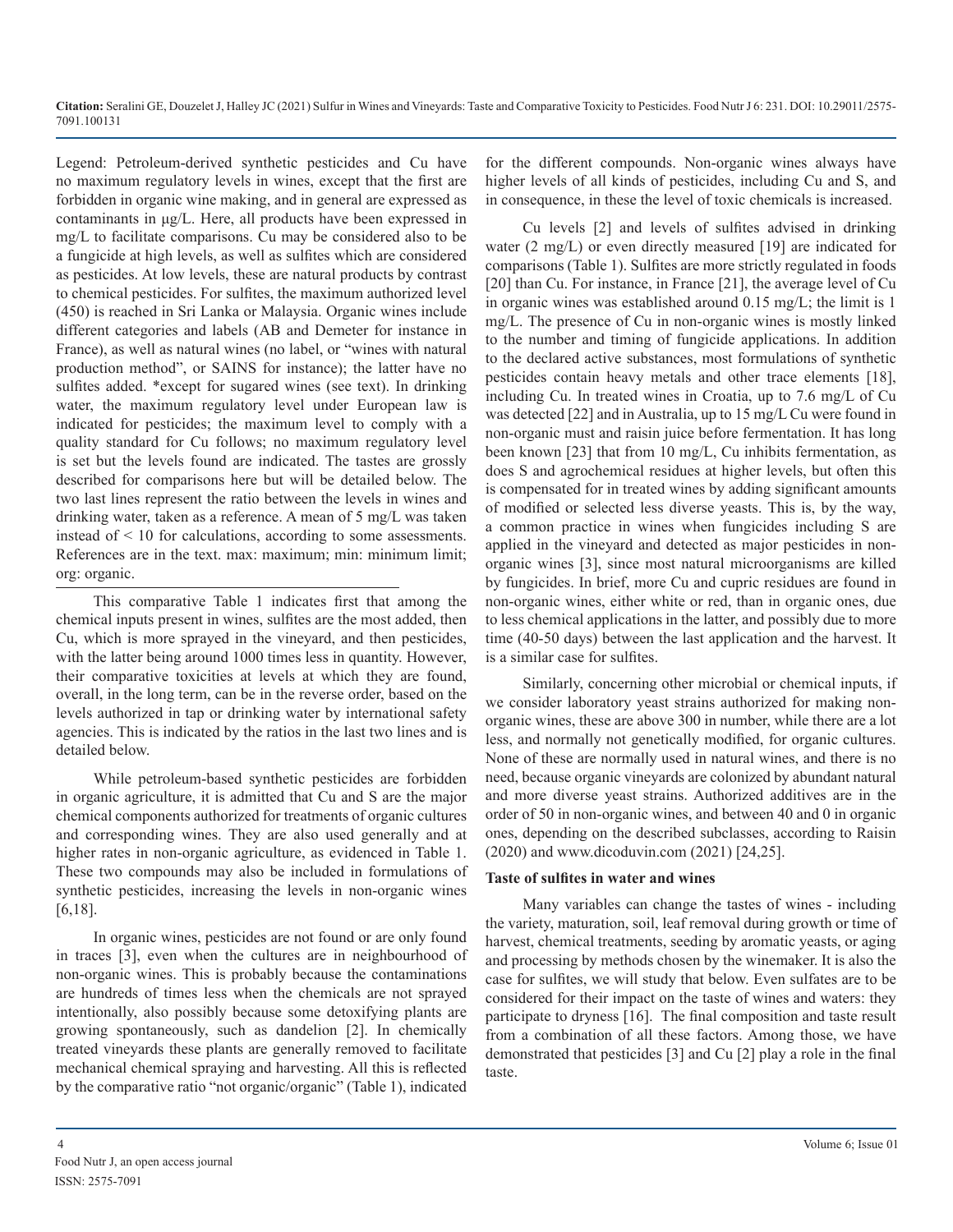Legend: Petroleum-derived synthetic pesticides and Cu have no maximum regulatory levels in wines, except that the first are forbidden in organic wine making, and in general are expressed as contaminants in µg/L. Here, all products have been expressed in mg/L to facilitate comparisons. Cu may be considered also to be a fungicide at high levels, as well as sulfites which are considered as pesticides. At low levels, these are natural products by contrast to chemical pesticides. For sulfites, the maximum authorized level (450) is reached in Sri Lanka or Malaysia. Organic wines include different categories and labels (AB and Demeter for instance in France), as well as natural wines (no label, or "wines with natural production method", or SAINS for instance); the latter have no sulfites added. *except for sugared wines (see text). In drinking water, the maximum regulatory level under European law is indicated for pesticides; the maximum level to comply with a quality standard for Cu follows; no maximum regulatory level is set but the levels found are indicated. The tastes are grossly described for comparisons here but will be detailed below. The two last lines represent the ratio between the levels in wines and drinking water, taken as a reference. A mean of 5 mg/L was taken instead of < 10 for calculations, according to some assessments. References are in the text. max: maximum; min: minimum limit; org: organic.

This comparative Table 1 indicates first that among the chemical inputs present in wines, sulfites are the most added, then Cu, which is more sprayed in the vineyard, and then pesticides, with the latter being around 1000 times less in quantity. However, their comparative toxicities at levels at which they are found, overall, in the long term, can be in the reverse order, based on the levels authorized in tap or drinking water by international safety agencies. This is indicated by the ratios in the last two lines and is detailed below.

While petroleum-based synthetic pesticides are forbidden in organic agriculture, it is admitted that Cu and S are the major chemical components authorized for treatments of organic cultures and corresponding wines. They are also used generally and at higher rates in non-organic agriculture, as evidenced in Table 1. These two compounds may also be included in formulations of synthetic pesticides, increasing the levels in non-organic wines [6,18].

In organic wines, pesticides are not found or are only found in traces [3], even when the cultures are in neighbourhood of non-organic wines. This is probably because the contaminations are hundreds of times less when the chemicals are not sprayed intentionally, also possibly because some detoxifying plants are growing spontaneously, such as dandelion [2]. In chemically treated vineyards these plants are generally removed to facilitate mechanical chemical spraying and harvesting. All this is reflected by the comparative ratio "not organic/organic" (Table 1), indicated for the different compounds. Non-organic wines always have higher levels of all kinds of pesticides, including Cu and S, and in consequence, in these the level of toxic chemicals is increased.

Cu levels [2] and levels of sulfites advised in drinking water (2 mg/L) or even directly measured [19] are indicated for comparisons (Table 1). Sulfites are more strictly regulated in foods [20] than Cu. For instance, in France [21], the average level of Cu in organic wines was established around 0.15 mg/L; the limit is 1 mg/L. The presence of Cu in non-organic wines is mostly linked to the number and timing of fungicide applications. In addition to the declared active substances, most formulations of synthetic pesticides contain heavy metals and other trace elements [18], including Cu. In treated wines in Croatia, up to 7.6 mg/L of Cu was detected [22] and in Australia, up to 15 mg/L Cu were found in non-organic must and raisin juice before fermentation. It has long been known [23] that from 10 mg/L, Cu inhibits fermentation, as does S and agrochemical residues at higher levels, but often this is compensated for in treated wines by adding significant amounts of modified or selected less diverse yeasts. This is, by the way, a common practice in wines when fungicides including S are applied in the vineyard and detected as major pesticides in non-organic wines [3], since most natural microorganisms are killed by fungicides. In brief, more Cu and cupric residues are found in non-organic wines, either white or red, than in organic ones, due to less chemical applications in the latter, and possibly due to more time (40-50 days) between the last application and the harvest. It is a similar case for sulfites.

Similarly, concerning other microbial or chemical inputs, if we consider laboratory yeast strains authorized for making non-organic wines, these are above 300 in number, while there are a lot less, and normally not genetically modified, for organic cultures. None of these are normally used in natural wines, and there is no need, because organic vineyards are colonized by abundant natural and more diverse yeast strains. Authorized additives are in the order of 50 in non-organic wines, and between 40 and 0 in organic ones, depending on the described subclasses, according to Raisin (2020) and www.dicoduvin.com (2021) [24,25].

**Taste of sulfites in water and wines**

Many variables can change the tastes of wines - including the variety, maturation, soil, leaf removal during growth or time of harvest, chemical treatments, seeding by aromatic yeasts, or aging and processing by methods chosen by the winemaker. It is also the case for sulfites, we will study that below. Even sulfates are to be considered for their impact on the taste of wines and waters: they participate to dryness [16]. The final composition and taste result from a combination of all these factors. Among those, we have demonstrated that pesticides [3] and Cu [2] play a role in the final taste.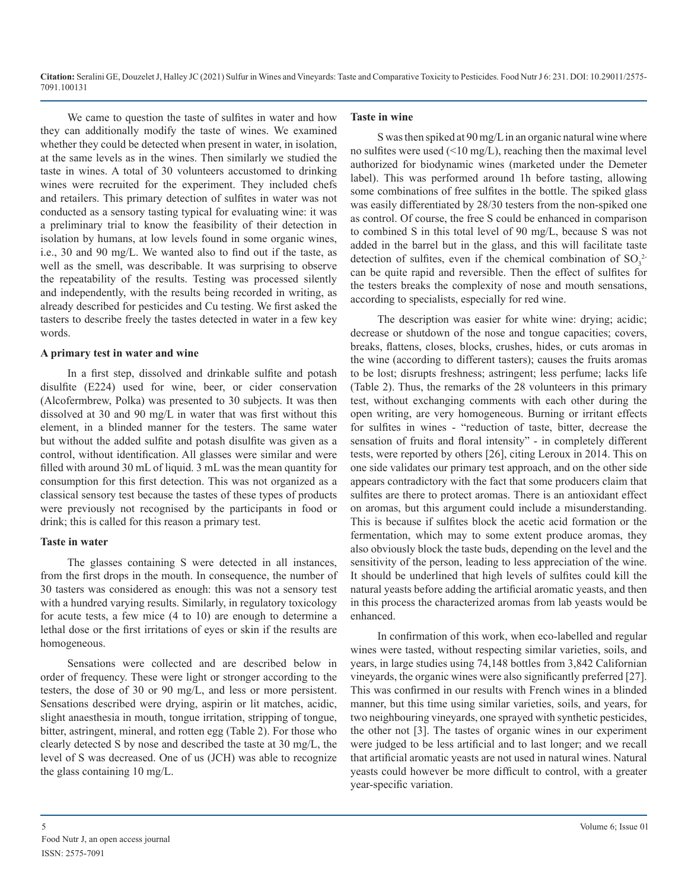We came to question the taste of sulfites in water and how they can additionally modify the taste of wines. We examined whether they could be detected when present in water, in isolation, at the same levels as in the wines. Then similarly we studied the taste in wines. A total of 30 volunteers accustomed to drinking wines were recruited for the experiment. They included chefs and retailers. This primary detection of sulfites in water was not conducted as a sensory tasting typical for evaluating wine: it was a preliminary trial to know the feasibility of their detection in isolation by humans, at low levels found in some organic wines, i.e., 30 and 90 mg/L. We wanted also to find out if the taste, as well as the smell, was describable. It was surprising to observe the repeatability of the results. Testing was processed silently and independently, with the results being recorded in writing, as already described for pesticides and Cu testing. We first asked the tasters to describe freely the tastes detected in water in a few key words.

### A primary test in water and wine

In a first step, dissolved and drinkable sulfite and potash disulfite (E224) used for wine, beer, or cider conservation (Alcofermbrew, Polka) was presented to 30 subjects. It was then dissolved at 30 and 90 mg/L in water that was first without this element, in a blinded manner for the testers. The same water but without the added sulfite and potash disulfite was given as a control, without identification. All glasses were similar and were filled with around 30 mL of liquid. 3 mL was the mean quantity for consumption for this first detection. This was not organized as a classical sensory test because the tastes of these types of products were previously not recognised by the participants in food or drink; this is called for this reason a primary test.

### Taste in water

The glasses containing S were detected in all instances, from the first drops in the mouth. In consequence, the number of 30 tasters was considered as enough: this was not a sensory test with a hundred varying results. Similarly, in regulatory toxicology for acute tests, a few mice (4 to 10) are enough to determine a lethal dose or the first irritations of eyes or skin if the results are homogeneous.

Sensations were collected and are described below in order of frequency. These were light or stronger according to the testers, the dose of 30 or 90 mg/L, and less or more persistent. Sensations described were drying, aspirin or lit matches, acidic, slight anaesthesia in mouth, tongue irritation, stripping of tongue, bitter, astringent, mineral, and rotten egg (Table 2). For those who clearly detected S by nose and described the taste at 30 mg/L, the level of S was decreased. One of us (JCH) was able to recognize the glass containing 10 mg/L.

### Taste in wine

S was then spiked at 90 mg/L in an organic natural wine where no sulfites were used (<10 mg/L), reaching then the maximal level authorized for biodynamic wines (marketed under the Demeter label). This was performed around 1h before tasting, allowing some combinations of free sulfites in the bottle. The spiked glass was easily differentiated by 28/30 testers from the non-spiked one as control. Of course, the free S could be enhanced in comparison to combined S in this total level of 90 mg/L, because S was not added in the barrel but in the glass, and this will facilitate taste detection of sulfites, even if the chemical combination of $SO_3^{2-}$ can be quite rapid and reversible. Then the effect of sulfites for the testers breaks the complexity of nose and mouth sensations, according to specialists, especially for red wine.

The description was easier for white wine: drying; acidic; decrease or shutdown of the nose and tongue capacities; covers, breaks, flattens, closes, blocks, crushes, hides, or cuts aromas in the wine (according to different tasters); causes the fruits aromas to be lost; disrupts freshness; astringent; less perfume; lacks life (Table 2). Thus, the remarks of the 28 volunteers in this primary test, without exchanging comments with each other during the open writing, are very homogeneous. Burning or irritant effects for sulfites in wines - "reduction of taste, bitter, decrease the sensation of fruits and floral intensity" - in completely different tests, were reported by others [26], citing Leroux in 2014. This on one side validates our primary test approach, and on the other side appears contradictory with the fact that some producers claim that sulfites are there to protect aromas. There is an antioxidant effect on aromas, but this argument could include a misunderstanding. This is because if sulfites block the acetic acid formation or the fermentation, which may to some extent produce aromas, they also obviously block the taste buds, depending on the level and the sensitivity of the person, leading to less appreciation of the wine. It should be underlined that high levels of sulfites could kill the natural yeasts before adding the artificial aromatic yeasts, and then in this process the characterized aromas from lab yeasts would be enhanced.

In confirmation of this work, when eco-labelled and regular wines were tasted, without respecting similar varieties, soils, and years, in large studies using 74,148 bottles from 3,842 Californian vineyards, the organic wines were also significantly preferred [27]. This was confirmed in our results with French wines in a blinded manner, but this time using similar varieties, soils, and years, for two neighbouring vineyards, one sprayed with synthetic pesticides, the other not [3]. The tastes of organic wines in our experiment were judged to be less artificial and to last longer; and we recall that artificial aromatic yeasts are not used in natural wines. Natural yeasts could however be more difficult to control, with a greater year-specific variation.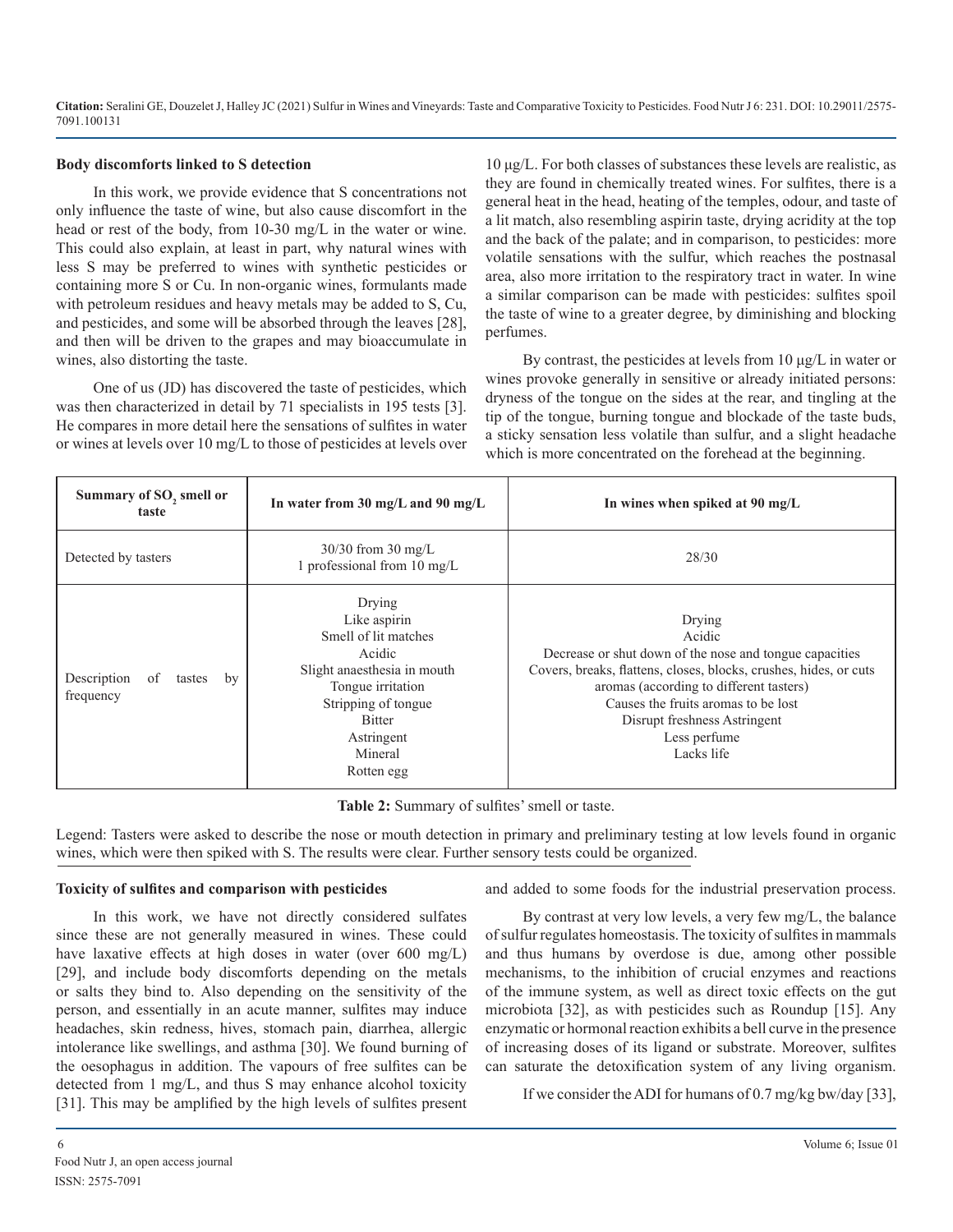### Body discomforts linked to S detection

In this work, we provide evidence that S concentrations not only influence the taste of wine, but also cause discomfort in the head or rest of the body, from 10-30 mg/L in the water or wine. This could also explain, at least in part, why natural wines with less S may be preferred to wines with synthetic pesticides or containing more S or Cu. In non-organic wines, formulants made with petroleum residues and heavy metals may be added to S, Cu, and pesticides, and some will be absorbed through the leaves [28], and then will be driven to the grapes and may bioaccumulate in wines, also distorting the taste.

One of us (JD) has discovered the taste of pesticides, which was then characterized in detail by 71 specialists in 195 tests [3]. He compares in more detail here the sensations of sulfites in water or wines at levels over 10 mg/L to those of pesticides at levels over 10 µg/L. For both classes of substances these levels are realistic, as they are found in chemically treated wines. For sulfites, there is a general heat in the head, heating of the temples, odour, and taste of a lit match, also resembling aspirin taste, drying acridity at the top and the back of the palate; and in comparison, to pesticides: more volatile sensations with the sulfur, which reaches the postnasal area, also more irritation to the respiratory tract in water. In wine a similar comparison can be made with pesticides: sulfites spoil the taste of wine to a greater degree, by diminishing and blocking perfumes.

By contrast, the pesticides at levels from 10 µg/L in water or wines provoke generally in sensitive or already initiated persons: dryness of the tongue on the sides at the rear, and tingling at the tip of the tongue, burning tongue and blockade of the taste buds, a sticky sensation less volatile than sulfur, and a slight headache which is more concentrated on the forehead at the beginning.

| Summary of $SO_2$ smell or taste | In water from 30 mg/L and 90 mg/L | In wines when spiked at 90 mg/L |
|---|---|---|
| Detected by tasters | 30/30 from 30 mg/L<br>1 professional from 10 mg/L | 28/30 |
| Description of tastes by frequency | Drying<br>Like aspirin<br>Smell of lit matches<br>Acidic<br>Slight anaesthesia in mouth<br>Tongue irritation<br>Stripping of tongue<br>Bitter<br>Astringent<br>Mineral<br>Rotten egg | Drying<br>Acidic<br>Decrease or shut down of the nose and tongue capacities<br>Covers, breaks, flattens, closes, blocks, crushes, hides, or cuts aromas (according to different tasters)<br>Causes the fruits aromas to be lost<br>Disrupt freshness Astringent<br>Less perfume<br>Lacks life |

**Table 2:** Summary of sulfites' smell or taste.

Legend: Tasters were asked to describe the nose or mouth detection in primary and preliminary testing at low levels found in organic wines, which were then spiked with S. The results were clear. Further sensory tests could be organized.

### Toxicity of sulfites and comparison with pesticides

In this work, we have not directly considered sulfates since these are not generally measured in wines. These could have laxative effects at high doses in water (over 600 mg/L) [29], and include body discomforts depending on the metals or salts they bind to. Also depending on the sensitivity of the person, and essentially in an acute manner, sulfites may induce headaches, skin redness, hives, stomach pain, diarrhea, allergic intolerance like swellings, and asthma [30]. We found burning of the oesophagus in addition. The vapours of free sulfites can be detected from 1 mg/L, and thus S may enhance alcohol toxicity [31]. This may be amplified by the high levels of sulfites present and added to some foods for the industrial preservation process.

By contrast at very low levels, a very few mg/L, the balance of sulfur regulates homeostasis. The toxicity of sulfites in mammals and thus humans by overdose is due, among other possible mechanisms, to the inhibition of crucial enzymes and reactions of the immune system, as well as direct toxic effects on the gut microbiota [32], as with pesticides such as Roundup [15]. Any enzymatic or hormonal reaction exhibits a bell curve in the presence of increasing doses of its ligand or substrate. Moreover, sulfites can saturate the detoxification system of any living organism.

If we consider the ADI for humans of 0.7 mg/kg bw/day [33],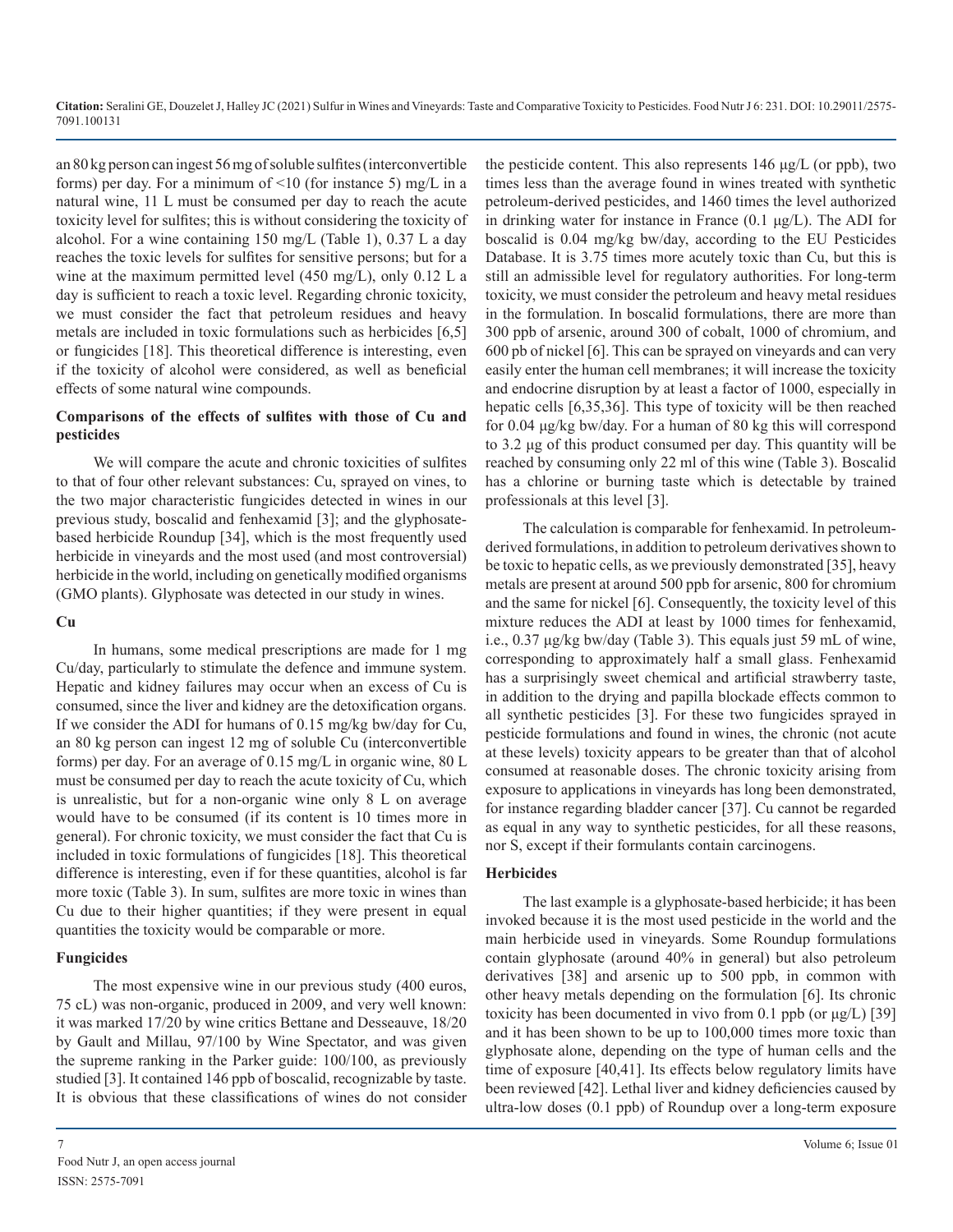an 80 kg person can ingest 56 mg of soluble sulfites (interconvertible forms) per day. For a minimum of <10 (for instance 5) mg/L in a natural wine, 11 L must be consumed per day to reach the acute toxicity level for sulfites; this is without considering the toxicity of alcohol. For a wine containing 150 mg/L (Table 1), 0.37 L a day reaches the toxic levels for sulfites for sensitive persons; but for a wine at the maximum permitted level (450 mg/L), only 0.12 L a day is sufficient to reach a toxic level. Regarding chronic toxicity, we must consider the fact that petroleum residues and heavy metals are included in toxic formulations such as herbicides [6,5] or fungicides [18]. This theoretical difference is interesting, even if the toxicity of alcohol were considered, as well as beneficial effects of some natural wine compounds.

**Comparisons of the effects of sulfites with those of Cu and pesticides**

We will compare the acute and chronic toxicities of sulfites to that of four other relevant substances: Cu, sprayed on vines, to the two major characteristic fungicides detected in wines in our previous study, boscalid and fenhexamid [3]; and the glyphosate-based herbicide Roundup [34], which is the most frequently used herbicide in vineyards and the most used (and most controversial) herbicide in the world, including on genetically modified organisms (GMO plants). Glyphosate was detected in our study in wines.

**Cu**

In humans, some medical prescriptions are made for 1 mg Cu/day, particularly to stimulate the defence and immune system. Hepatic and kidney failures may occur when an excess of Cu is consumed, since the liver and kidney are the detoxification organs. If we consider the ADI for humans of 0.15 mg/kg bw/day for Cu, an 80 kg person can ingest 12 mg of soluble Cu (interconvertible forms) per day. For an average of 0.15 mg/L in organic wine, 80 L must be consumed per day to reach the acute toxicity of Cu, which is unrealistic, but for a non-organic wine only 8 L on average would have to be consumed (if its content is 10 times more in general). For chronic toxicity, we must consider the fact that Cu is included in toxic formulations of fungicides [18]. This theoretical difference is interesting, even if for these quantities, alcohol is far more toxic (Table 3). In sum, sulfites are more toxic in wines than Cu due to their higher quantities; if they were present in equal quantities the toxicity would be comparable or more.

**Fungicides**

The most expensive wine in our previous study (400 euros, 75 cL) was non-organic, produced in 2009, and very well known: it was marked 17/20 by wine critics Bettane and Desseauve, 18/20 by Gault and Millau, 97/100 by Wine Spectator, and was given the supreme ranking in the Parker guide: 100/100, as previously studied [3]. It contained 146 ppb of boscalid, recognizable by taste. It is obvious that these classifications of wines do not consider the pesticide content. This also represents 146 µg/L (or ppb), two times less than the average found in wines treated with synthetic petroleum-derived pesticides, and 1460 times the level authorized in drinking water for instance in France (0.1 µg/L). The ADI for boscalid is 0.04 mg/kg bw/day, according to the EU Pesticides Database. It is 3.75 times more acutely toxic than Cu, but this is still an admissible level for regulatory authorities. For long-term toxicity, we must consider the petroleum and heavy metal residues in the formulation. In boscalid formulations, there are more than 300 ppb of arsenic, around 300 of cobalt, 1000 of chromium, and 600 pb of nickel [6]. This can be sprayed on vineyards and can very easily enter the human cell membranes; it will increase the toxicity and endocrine disruption by at least a factor of 1000, especially in hepatic cells [6,35,36]. This type of toxicity will be then reached for 0.04 µg/kg bw/day. For a human of 80 kg this will correspond to 3.2 µg of this product consumed per day. This quantity will be reached by consuming only 22 ml of this wine (Table 3). Boscalid has a chlorine or burning taste which is detectable by trained professionals at this level [3].

The calculation is comparable for fenhexamid. In petroleum-derived formulations, in addition to petroleum derivatives shown to be toxic to hepatic cells, as we previously demonstrated [35], heavy metals are present at around 500 ppb for arsenic, 800 for chromium and the same for nickel [6]. Consequently, the toxicity level of this mixture reduces the ADI at least by 1000 times for fenhexamid, i.e., 0.37 µg/kg bw/day (Table 3). This equals just 59 mL of wine, corresponding to approximately half a small glass. Fenhexamid has a surprisingly sweet chemical and artificial strawberry taste, in addition to the drying and papilla blockade effects common to all synthetic pesticides [3]. For these two fungicides sprayed in pesticide formulations and found in wines, the chronic (not acute at these levels) toxicity appears to be greater than that of alcohol consumed at reasonable doses. The chronic toxicity arising from exposure to applications in vineyards has long been demonstrated, for instance regarding bladder cancer [37]. Cu cannot be regarded as equal in any way to synthetic pesticides, for all these reasons, nor S, except if their formulants contain carcinogens.

**Herbicides**

The last example is a glyphosate-based herbicide; it has been invoked because it is the most used pesticide in the world and the main herbicide used in vineyards. Some Roundup formulations contain glyphosate (around 40% in general) but also petroleum derivatives [38] and arsenic up to 500 ppb, in common with other heavy metals depending on the formulation [6]. Its chronic toxicity has been documented in vivo from 0.1 ppb (or µg/L) [39] and it has been shown to be up to 100,000 times more toxic than glyphosate alone, depending on the type of human cells and the time of exposure [40,41]. Its effects below regulatory limits have been reviewed [42]. Lethal liver and kidney deficiencies caused by ultra-low doses (0.1 ppb) of Roundup over a long-term exposure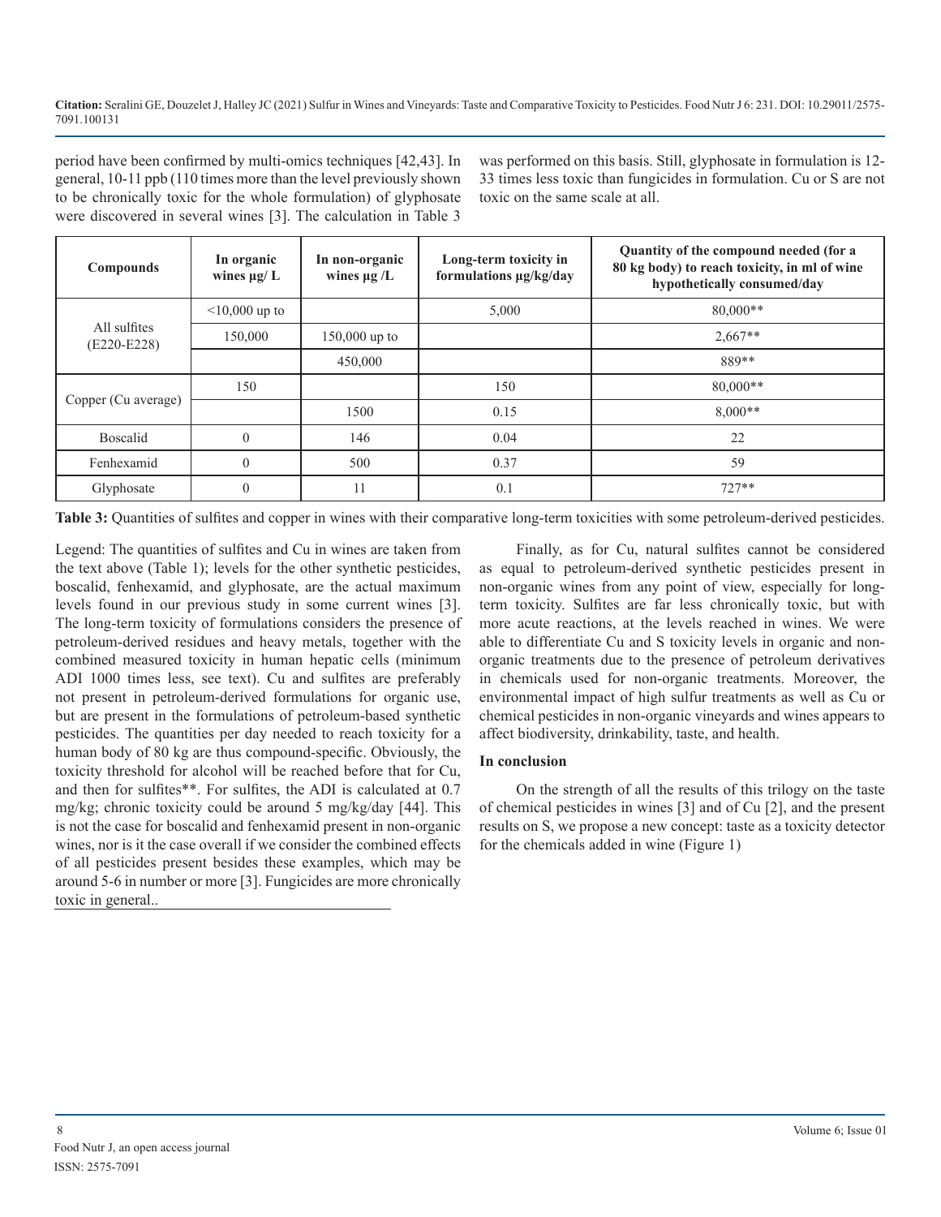period have been confirmed by multi-omics techniques [42,43]. In general, 10-11 ppb (110 times more than the level previously shown to be chronically toxic for the whole formulation) of glyphosate were discovered in several wines [3]. The calculation in Table 3 was performed on this basis. Still, glyphosate in formulation is 12-33 times less toxic than fungicides in formulation. Cu or S are not toxic on the same scale at all.

| Compounds | In organic wines µg/ L | In non-organic wines µg /L | Long-term toxicity in formulations µg/kg/day | Quantity of the compound needed (for a 80 kg body) to reach toxicity, in ml of wine hypothetically consumed/day |
|---|---|---|---|---|
| All sulfites (E220-E228) | <10,000 up to | | 5,000 | 80,000** |
| | 150,000 | 150,000 up to | | 2,667** |
| | | 450,000 | | 889** |
| Copper (Cu average) | 150 | | 150 | 80,000** |
| | | 1500 | 0.15 | 8,000** |
| Boscalid | 0 | 146 | 0.04 | 22 |
| Fenhexamid | 0 | 500 | 0.37 | 59 |
| Glyphosate | 0 | 11 | 0.1 | 727** |

**Table 3:** Quantities of sulfites and copper in wines with their comparative long-term toxicities with some petroleum-derived pesticides.

Legend: The quantities of sulfites and Cu in wines are taken from the text above (Table 1); levels for the other synthetic pesticides, boscalid, fenhexamid, and glyphosate, are the actual maximum levels found in our previous study in some current wines [3]. The long-term toxicity of formulations considers the presence of petroleum-derived residues and heavy metals, together with the combined measured toxicity in human hepatic cells (minimum ADI 1000 times less, see text). Cu and sulfites are preferably not present in petroleum-derived formulations for organic use, but are present in the formulations of petroleum-based synthetic pesticides. The quantities per day needed to reach toxicity for a human body of 80 kg are thus compound-specific. Obviously, the toxicity threshold for alcohol will be reached before that for Cu, and then for sulfites**. For sulfites, the ADI is calculated at 0.7 mg/kg; chronic toxicity could be around 5 mg/kg/day [44]. This is not the case for boscalid and fenhexamid present in non-organic wines, nor is it the case overall if we consider the combined effects of all pesticides present besides these examples, which may be around 5-6 in number or more [3]. Fungicides are more chronically toxic in general..

Finally, as for Cu, natural sulfites cannot be considered as equal to petroleum-derived synthetic pesticides present in non-organic wines from any point of view, especially for long-term toxicity. Sulfites are far less chronically toxic, but with more acute reactions, at the levels reached in wines. We were able to differentiate Cu and S toxicity levels in organic and non-organic treatments due to the presence of petroleum derivatives in chemicals used for non-organic treatments. Moreover, the environmental impact of high sulfur treatments as well as Cu or chemical pesticides in non-organic vineyards and wines appears to affect biodiversity, drinkability, taste, and health.

**In conclusion**

On the strength of all the results of this trilogy on the taste of chemical pesticides in wines [3] and of Cu [2], and the present results on S, we propose a new concept: taste as a toxicity detector for the chemicals added in wine (Figure 1)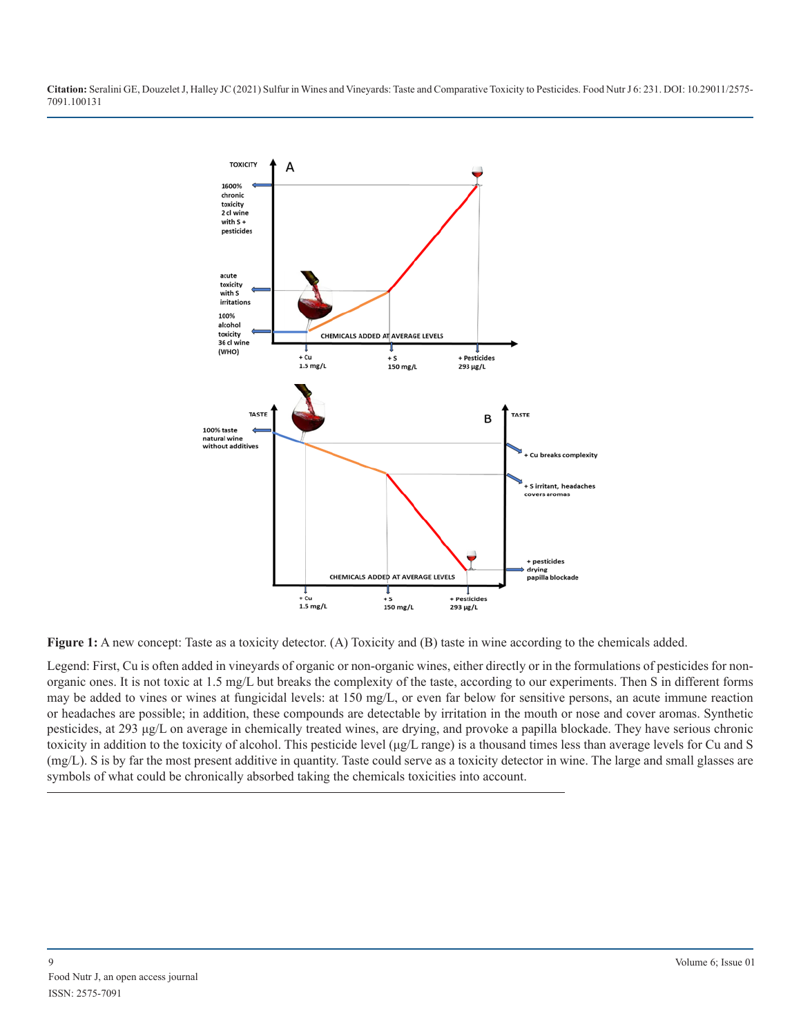TOXICITY

A

1600% chronic toxicity 2 cl wine with S + pesticides

acute toxicity with S irritations

100% alcohol toxicity 36 cl wine (WHO)

CHEMICALS ADDED AT AVERAGE LEVELS

+ Cu 1.5 mg/L

+ S 150 mg/L

+ Pesticides 293 µg/L

TASTE

B

TASTE

100% taste natural wine without additives

+ Cu breaks complexity

+ S irritant, headaches covers aromas

+ pesticides drying papilla blockade

CHEMICALS ADDED AT AVERAGE LEVELS

+ Cu 1.5 mg/L

+ S 150 mg/L

+ Pesticides 293 µg/L

**Figure 1:** A new concept: Taste as a toxicity detector. (A) Toxicity and (B) taste in wine according to the chemicals added.

Legend: First, Cu is often added in vineyards of organic or non-organic wines, either directly or in the formulations of pesticides for non-organic ones. It is not toxic at 1.5 mg/L but breaks the complexity of the taste, according to our experiments. Then S in different forms may be added to vines or wines at fungicidal levels: at 150 mg/L, or even far below for sensitive persons, an acute immune reaction or headaches are possible; in addition, these compounds are detectable by irritation in the mouth or nose and cover aromas. Synthetic pesticides, at 293 µg/L on average in chemically treated wines, are drying, and provoke a papilla blockade. They have serious chronic toxicity in addition to the toxicity of alcohol. This pesticide level (µg/L range) is a thousand times less than average levels for Cu and S (mg/L). S is by far the most present additive in quantity. Taste could serve as a toxicity detector in wine. The large and small glasses are symbols of what could be chronically absorbed taking the chemicals toxicities into account.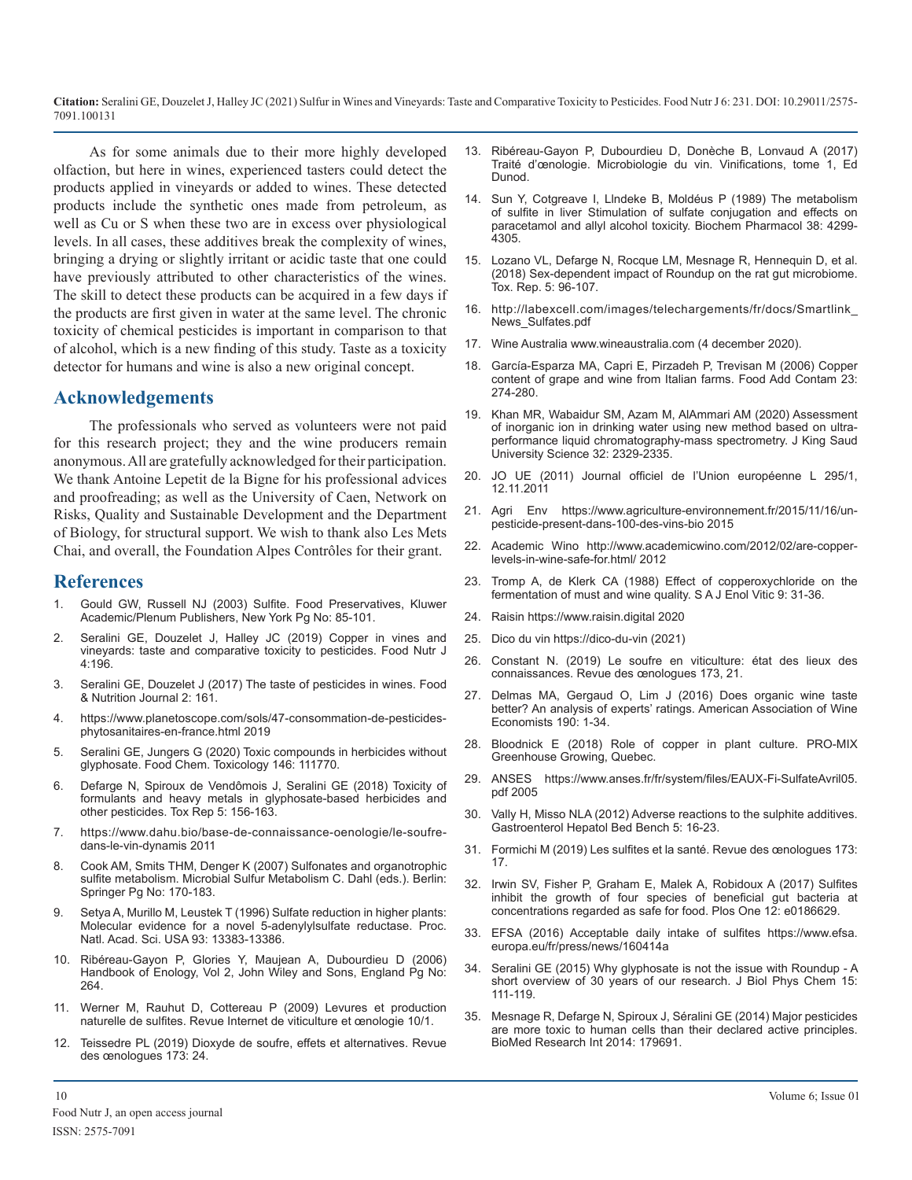As for some animals due to their more highly developed olfaction, but here in wines, experienced tasters could detect the products applied in vineyards or added to wines. These detected products include the synthetic ones made from petroleum, as well as Cu or S when these two are in excess over physiological levels. In all cases, these additives break the complexity of wines, bringing a drying or slightly irritant or acidic taste that one could have previously attributed to other characteristics of the wines. The skill to detect these products can be acquired in a few days if the products are first given in water at the same level. The chronic toxicity of chemical pesticides is important in comparison to that of alcohol, which is a new finding of this study. Taste as a toxicity detector for humans and wine is also a new original concept.

## Acknowledgements

The professionals who served as volunteers were not paid for this research project; they and the wine producers remain anonymous. All are gratefully acknowledged for their participation. We thank Antoine Lepetit de la Bigne for his professional advices and proofreading; as well as the University of Caen, Network on Risks, Quality and Sustainable Development and the Department of Biology, for structural support. We wish to thank also Les Mets Chai, and overall, the Foundation Alpes Contrôles for their grant.

## References

1. Gould GW, Russell NJ (2003) Sulfite. Food Preservatives, Kluwer Academic/Plenum Publishers, New York Pg No: 85-101.
2. Seralini GE, Douzelet J, Halley JC (2019) Copper in vines and vineyards: taste and comparative toxicity to pesticides. Food Nutr J 4:196.
3. Seralini GE, Douzelet J (2017) The taste of pesticides in wines. Food & Nutrition Journal 2: 161.
4. https://www.planetoscope.com/sols/47-consommation-de-pesticides-phytosanitaires-en-france.html 2019
5. Seralini GE, Jungers G (2020) Toxic compounds in herbicides without glyphosate. Food Chem. Toxicology 146: 111770.
6. Defarge N, Spiroux de Vendômois J, Seralini GE (2018) Toxicity of formulants and heavy metals in glyphosate-based herbicides and other pesticides. Tox Rep 5: 156-163.
7. https://www.dahu.bio/base-de-connaissance-oenologie/le-soufre-dans-le-vin-dynamis 2011
8. Cook AM, Smits THM, Denger K (2007) Sulfonates and organotrophic sulfite metabolism. Microbial Sulfur Metabolism C. Dahl (eds.). Berlin: Springer Pg No: 170-183.
9. Setya A, Murillo M, Leustek T (1996) Sulfate reduction in higher plants: Molecular evidence for a novel 5-adenylylsulfate reductase. Proc. Natl. Acad. Sci. USA 93: 13383-13386.
10. Ribéreau-Gayon P, Glories Y, Maujean A, Dubourdieu D (2006) Handbook of Enology, Vol 2, John Wiley and Sons, England Pg No: 264.
11. Werner M, Rauhut D, Cottereau P (2009) Levures et production naturelle de sulfites. Revue Internet de viticulture et œnologie 10/1.
12. Teissedre PL (2019) Dioxyde de soufre, effets et alternatives. Revue des œnologues 173: 24.
13. Ribéreau-Gayon P, Dubourdieu D, Donèche B, Lonvaud A (2017) Traité d'œnologie. Microbiologie du vin. Vinifications, tome 1, Ed Dunod.
14. Sun Y, Cotgreave I, Llndeke B, Moldéus P (1989) The metabolism of sulfite in liver Stimulation of sulfate conjugation and effects on paracetamol and allyl alcohol toxicity. Biochem Pharmacol 38: 4299-4305.
15. Lozano VL, Defarge N, Rocque LM, Mesnage R, Hennequin D, et al. (2018) Sex-dependent impact of Roundup on the rat gut microbiome. Tox. Rep. 5: 96-107.
16. http://labexcell.com/images/telechargements/fr/docs/Smartlink_News_Sulfates.pdf
17. Wine Australia www.wineaustralia.com (4 december 2020).
18. García-Esparza MA, Capri E, Pirzadeh P, Trevisan M (2006) Copper content of grape and wine from Italian farms. Food Add Contam 23: 274-280.
19. Khan MR, Wabaidur SM, Azam M, AlAmmari AM (2020) Assessment of inorganic ion in drinking water using new method based on ultra-performance liquid chromatography-mass spectrometry. J King Saud University Science 32: 2329-2335.
20. JO UE (2011) Journal officiel de l'Union européenne L 295/1, 12.11.2011
21. Agri Env https://www.agriculture-environnement.fr/2015/11/16/un-pesticide-present-dans-100-des-vins-bio 2015
22. Academic Wino http://www.academicwino.com/2012/02/are-copper-levels-in-wine-safe-for.html/ 2012
23. Tromp A, de Klerk CA (1988) Effect of copperoxychloride on the fermentation of must and wine quality. S A J Enol Vitic 9: 31-36.
24. Raisin https://www.raisin.digital 2020
25. Dico du vin https://dico-du-vin (2021)
26. Constant N. (2019) Le soufre en viticulture: état des lieux des connaissances. Revue des œnologues 173, 21.
27. Delmas MA, Gergaud O, Lim J (2016) Does organic wine taste better? An analysis of experts' ratings. American Association of Wine Economists 190: 1-34.
28. Bloodnick E (2018) Role of copper in plant culture. PRO-MIX Greenhouse Growing, Quebec.
29. ANSES https://www.anses.fr/fr/system/files/EAUX-Fi-SulfateAvril05.pdf 2005
30. Vally H, Misso NLA (2012) Adverse reactions to the sulphite additives. Gastroenterol Hepatol Bed Bench 5: 16-23.
31. Formichi M (2019) Les sulfites et la santé. Revue des œnologues 173: 17.
32. Irwin SV, Fisher P, Graham E, Malek A, Robidoux A (2017) Sulfites inhibit the growth of four species of beneficial gut bacteria at concentrations regarded as safe for food. Plos One 12: e0186629.
33. EFSA (2016) Acceptable daily intake of sulfites https://www.efsa.europa.eu/fr/press/news/160414a
34. Seralini GE (2015) Why glyphosate is not the issue with Roundup - A short overview of 30 years of our research. J Biol Phys Chem 15: 111-119.
35. Mesnage R, Defarge N, Spiroux J, Séralini GE (2014) Major pesticides are more toxic to human cells than their declared active principles. BioMed Research Int 2014: 179691.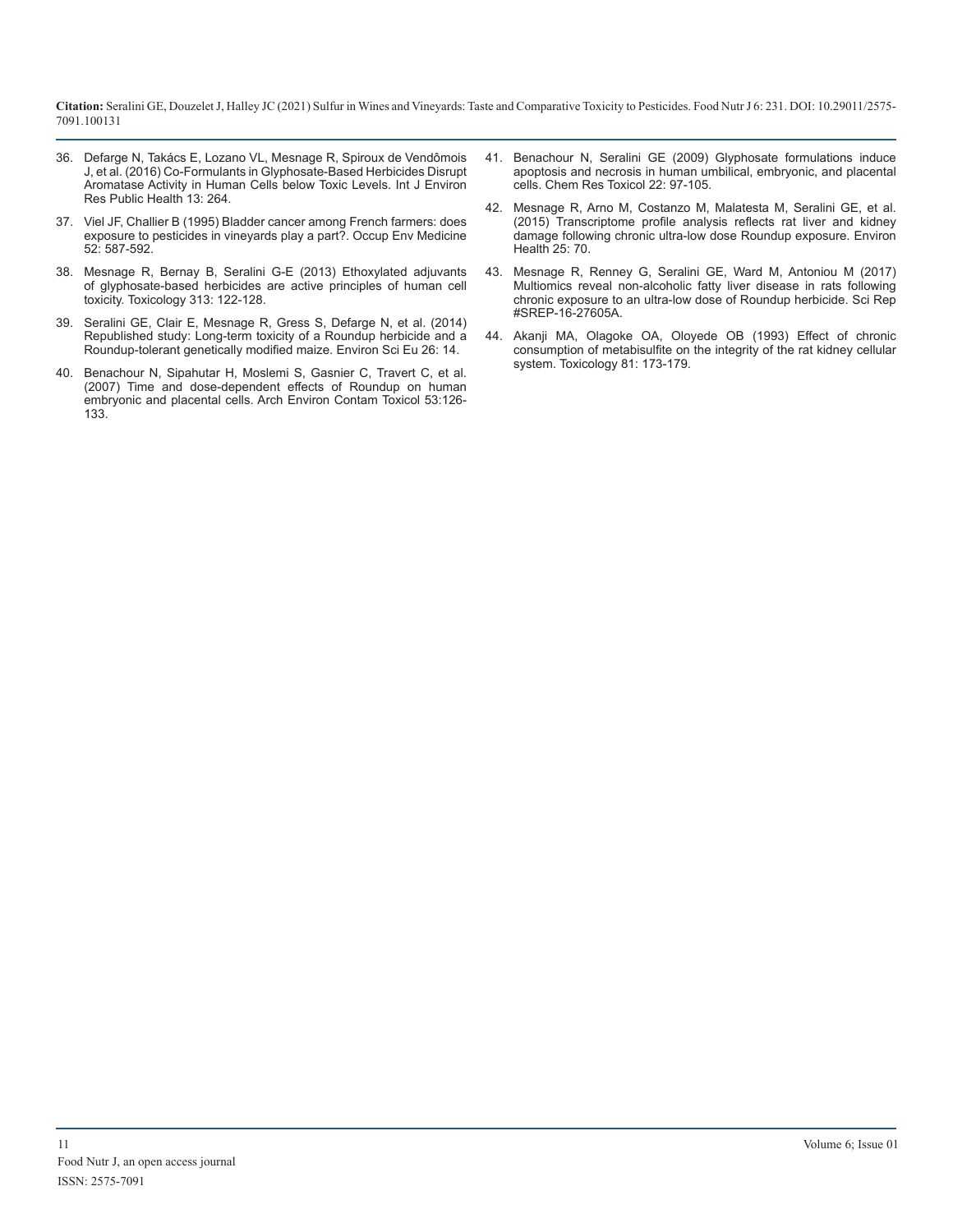36. Defarge N, Takács E, Lozano VL, Mesnage R, Spiroux de Vendômois J, et al. (2016) Co-Formulants in Glyphosate-Based Herbicides Disrupt Aromatase Activity in Human Cells below Toxic Levels. Int J Environ Res Public Health 13: 264.

37. Viel JF, Challier B (1995) Bladder cancer among French farmers: does exposure to pesticides in vineyards play a part?. Occup Env Medicine 52: 587-592.

38. Mesnage R, Bernay B, Seralini G-E (2013) Ethoxylated adjuvants of glyphosate-based herbicides are active principles of human cell toxicity. Toxicology 313: 122-128.

39. Seralini GE, Clair E, Mesnage R, Gress S, Defarge N, et al. (2014) Republished study: Long-term toxicity of a Roundup herbicide and a Roundup-tolerant genetically modified maize. Environ Sci Eu 26: 14.

40. Benachour N, Sipahutar H, Moslemi S, Gasnier C, Travert C, et al. (2007) Time and dose-dependent effects of Roundup on human embryonic and placental cells. Arch Environ Contam Toxicol 53:126-133.

41. Benachour N, Seralini GE (2009) Glyphosate formulations induce apoptosis and necrosis in human umbilical, embryonic, and placental cells. Chem Res Toxicol 22: 97-105.

42. Mesnage R, Arno M, Costanzo M, Malatesta M, Seralini GE, et al. (2015) Transcriptome profile analysis reflects rat liver and kidney damage following chronic ultra-low dose Roundup exposure. Environ Health 25: 70.

43. Mesnage R, Renney G, Seralini GE, Ward M, Antoniou M (2017) Multiomics reveal non-alcoholic fatty liver disease in rats following chronic exposure to an ultra-low dose of Roundup herbicide. Sci Rep #SREP-16-27605A.

44. Akanji MA, Olagoke OA, Oloyede OB (1993) Effect of chronic consumption of metabisulfite on the integrity of the rat kidney cellular system. Toxicology 81: 173-179.